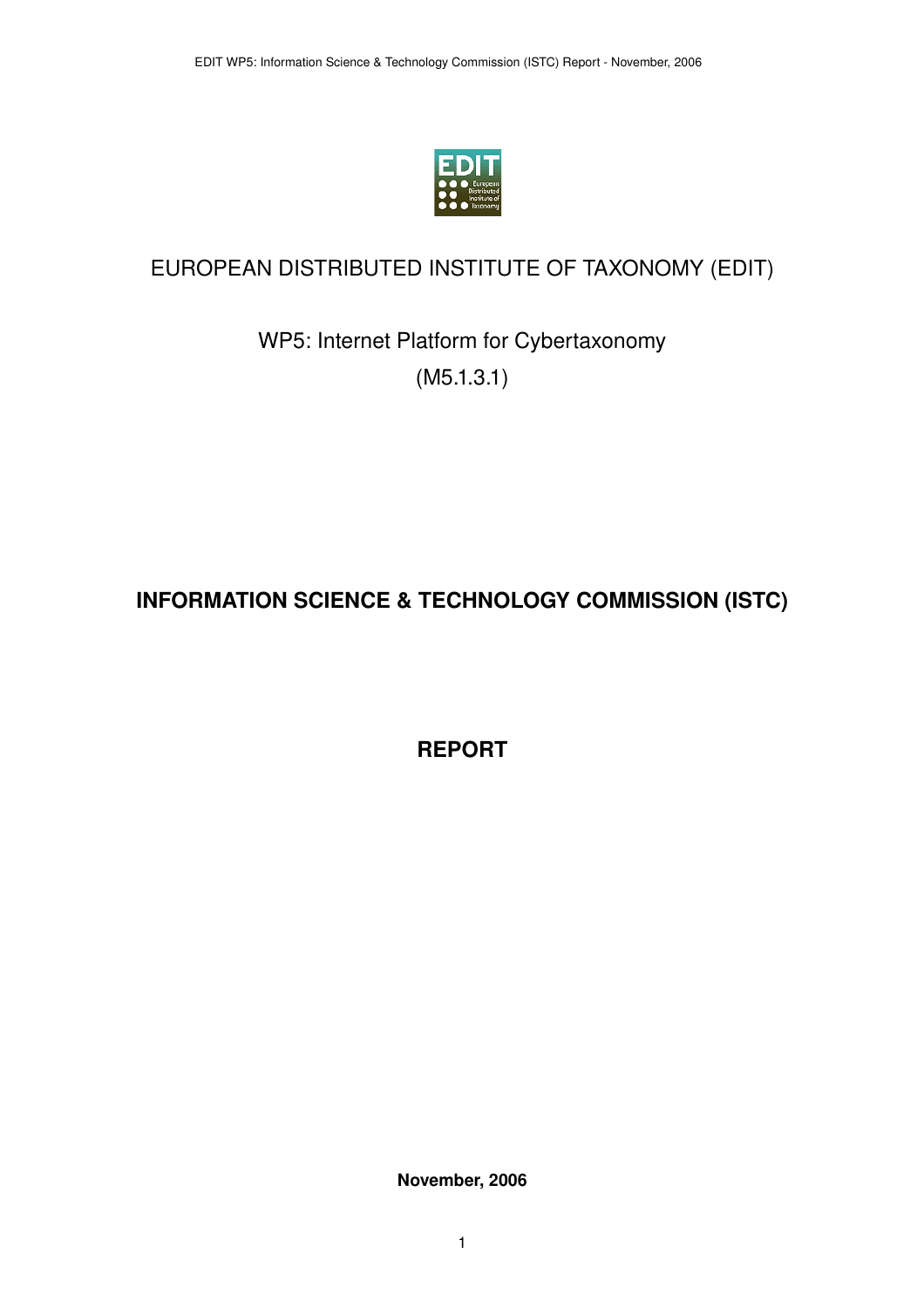# EUROPEAN DISTRIBUTED INSTITUTE OF TAXONOMY (EDIT)

## WP5: Internet Platform for Cybertaxonomy

(M5.1.3.1)

# INFORMATION SCIENCE & TECHNOLOGY COMMISSION (ISTC)

# REPORT

**November, 2006**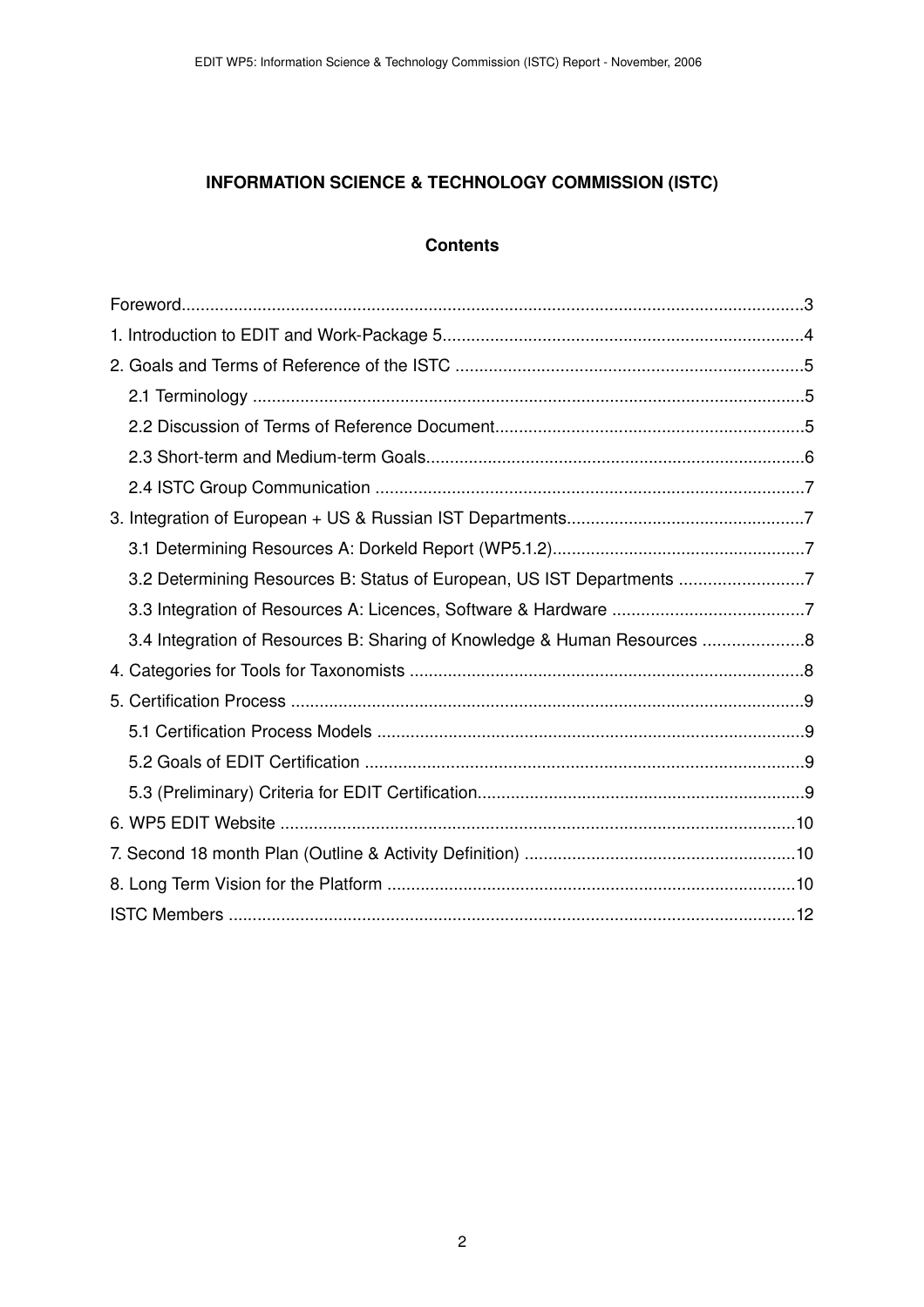**INFORMATION SCIENCE & TECHNOLOGY COMMISSION (ISTC)**

**Contents**

Foreword....3

1. Introduction to EDIT and Work-Package 5....4
2. Goals and Terms of Reference of the ISTC....5
   - 2.1 Terminology....5
   - 2.2 Discussion of Terms of Reference Document....5
   - 2.3 Short-term and Medium-term Goals....6
   - 2.4 ISTC Group Communication....7
3. Integration of European + US & Russian IST Departments....7
   - 3.1 Determining Resources A: Dorkeld Report (WP5.1.2)....7
   - 3.2 Determining Resources B: Status of European, US IST Departments....7
   - 3.3 Integration of Resources A: Licences, Software & Hardware....7
   - 3.4 Integration of Resources B: Sharing of Knowledge & Human Resources....8
4. Categories for Tools for Taxonomists....8
5. Certification Process....9
   - 5.1 Certification Process Models....9
   - 5.2 Goals of EDIT Certification....9
   - 5.3 (Preliminary) Criteria for EDIT Certification....9
6. WP5 EDIT Website....10
7. Second 18 month Plan (Outline & Activity Definition)....10
8. Long Term Vision for the Platform....10

ISTC Members....12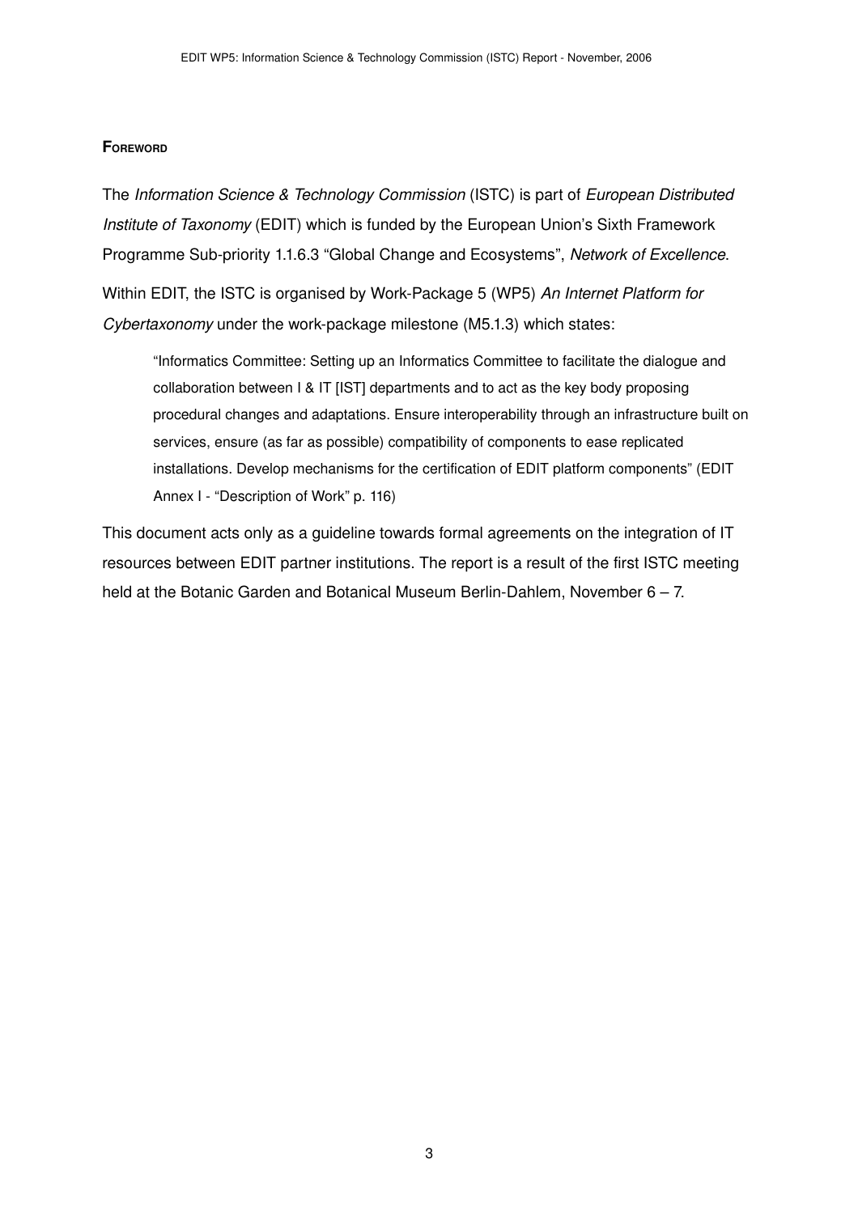## Foreword

The *Information Science & Technology Commission* (ISTC) is part of *European Distributed Institute of Taxonomy* (EDIT) which is funded by the European Union's Sixth Framework Programme Sub-priority 1.1.6.3 "Global Change and Ecosystems", *Network of Excellence*.

Within EDIT, the ISTC is organised by Work-Package 5 (WP5) *An Internet Platform for Cybertaxonomy* under the work-package milestone (M5.1.3) which states:

> "Informatics Committee: Setting up an Informatics Committee to facilitate the dialogue and collaboration between I & IT [IST] departments and to act as the key body proposing procedural changes and adaptations. Ensure interoperability through an infrastructure built on services, ensure (as far as possible) compatibility of components to ease replicated installations. Develop mechanisms for the certification of EDIT platform components" (EDIT Annex I - "Description of Work" p. 116)

This document acts only as a guideline towards formal agreements on the integration of IT resources between EDIT partner institutions. The report is a result of the first ISTC meeting held at the Botanic Garden and Botanical Museum Berlin-Dahlem, November 6 – 7.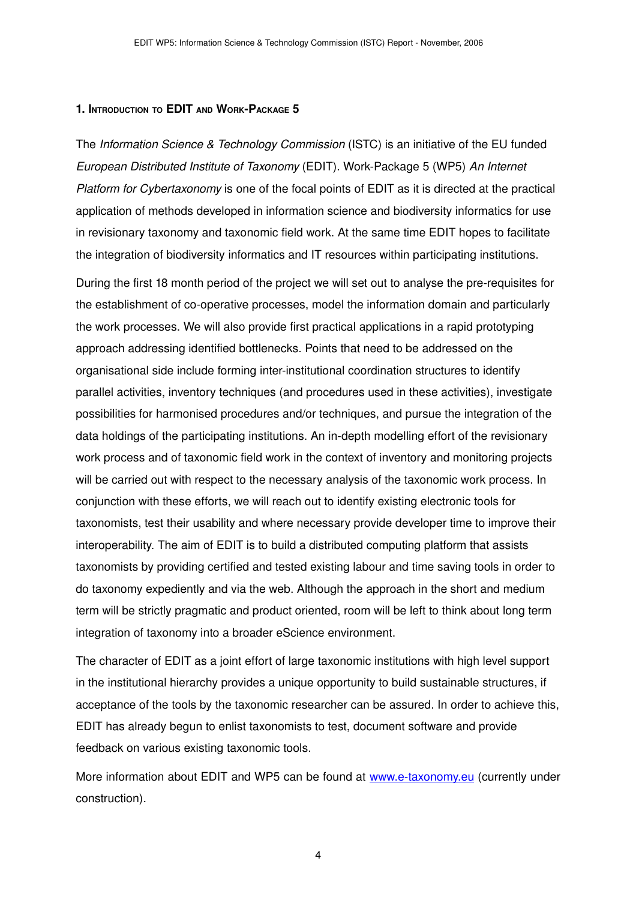## 1. Introduction to EDIT and Work-Package 5

The *Information Science & Technology Commission* (ISTC) is an initiative of the EU funded *European Distributed Institute of Taxonomy* (EDIT). Work-Package 5 (WP5) *An Internet Platform for Cybertaxonomy* is one of the focal points of EDIT as it is directed at the practical application of methods developed in information science and biodiversity informatics for use in revisionary taxonomy and taxonomic field work. At the same time EDIT hopes to facilitate the integration of biodiversity informatics and IT resources within participating institutions.

During the first 18 month period of the project we will set out to analyse the pre-requisites for the establishment of co-operative processes, model the information domain and particularly the work processes. We will also provide first practical applications in a rapid prototyping approach addressing identified bottlenecks. Points that need to be addressed on the organisational side include forming inter-institutional coordination structures to identify parallel activities, inventory techniques (and procedures used in these activities), investigate possibilities for harmonised procedures and/or techniques, and pursue the integration of the data holdings of the participating institutions. An in-depth modelling effort of the revisionary work process and of taxonomic field work in the context of inventory and monitoring projects will be carried out with respect to the necessary analysis of the taxonomic work process. In conjunction with these efforts, we will reach out to identify existing electronic tools for taxonomists, test their usability and where necessary provide developer time to improve their interoperability. The aim of EDIT is to build a distributed computing platform that assists taxonomists by providing certified and tested existing labour and time saving tools in order to do taxonomy expediently and via the web. Although the approach in the short and medium term will be strictly pragmatic and product oriented, room will be left to think about long term integration of taxonomy into a broader eScience environment.

The character of EDIT as a joint effort of large taxonomic institutions with high level support in the institutional hierarchy provides a unique opportunity to build sustainable structures, if acceptance of the tools by the taxonomic researcher can be assured. In order to achieve this, EDIT has already begun to enlist taxonomists to test, document software and provide feedback on various existing taxonomic tools.

More information about EDIT and WP5 can be found at [www.e-taxonomy.eu](http://www.e-taxonomy.eu) (currently under construction).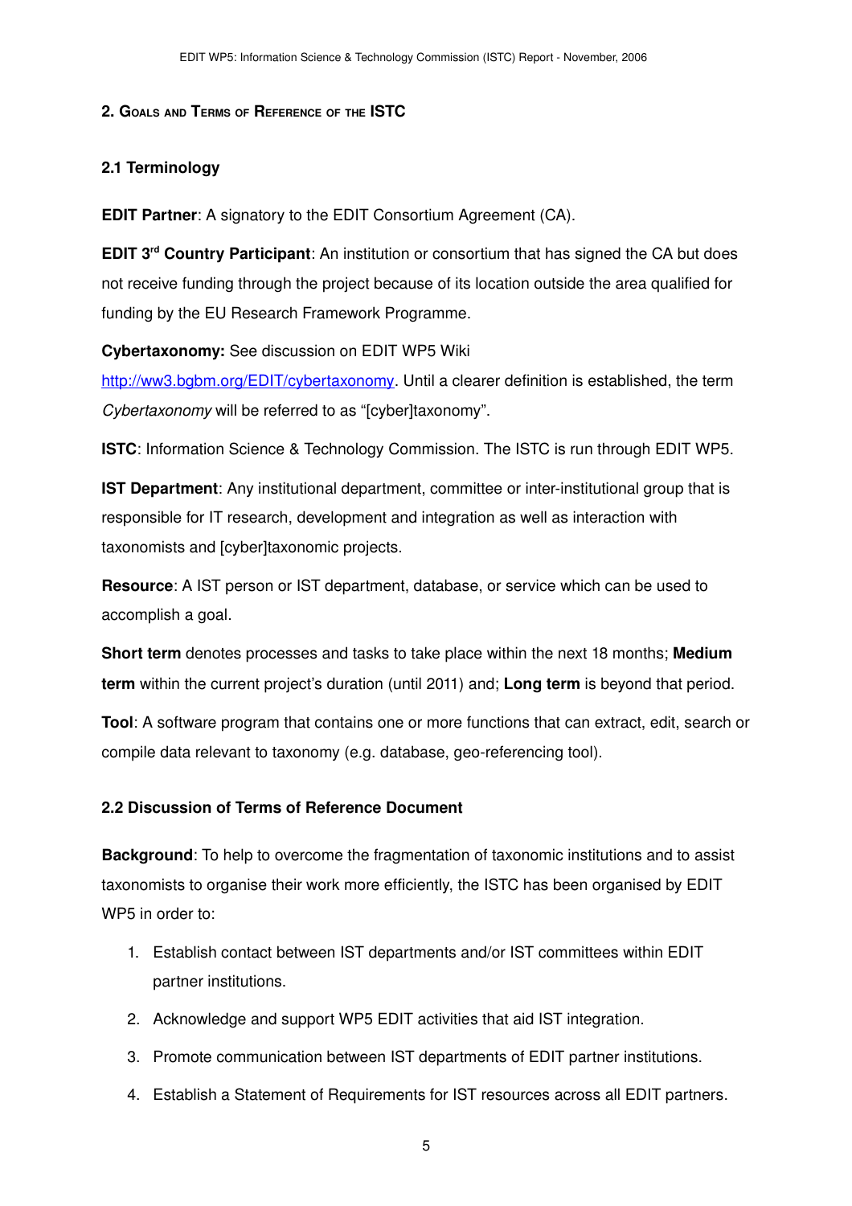## 2. Goals and Terms of Reference of the ISTC

### 2.1 Terminology

**EDIT Partner**: A signatory to the EDIT Consortium Agreement (CA).

**EDIT 3rd Country Participant**: An institution or consortium that has signed the CA but does not receive funding through the project because of its location outside the area qualified for funding by the EU Research Framework Programme.

**Cybertaxonomy:** See discussion on EDIT WP5 Wiki http://ww3.bgbm.org/EDIT/cybertaxonomy. Until a clearer definition is established, the term *Cybertaxonomy* will be referred to as "[cyber]taxonomy".

**ISTC**: Information Science & Technology Commission. The ISTC is run through EDIT WP5.

**IST Department**: Any institutional department, committee or inter-institutional group that is responsible for IT research, development and integration as well as interaction with taxonomists and [cyber]taxonomic projects.

**Resource**: A IST person or IST department, database, or service which can be used to accomplish a goal.

**Short term** denotes processes and tasks to take place within the next 18 months; **Medium term** within the current project's duration (until 2011) and; **Long term** is beyond that period.

**Tool**: A software program that contains one or more functions that can extract, edit, search or compile data relevant to taxonomy (e.g. database, geo-referencing tool).

### 2.2 Discussion of Terms of Reference Document

**Background**: To help to overcome the fragmentation of taxonomic institutions and to assist taxonomists to organise their work more efficiently, the ISTC has been organised by EDIT WP5 in order to:

1. Establish contact between IST departments and/or IST committees within EDIT partner institutions.
2. Acknowledge and support WP5 EDIT activities that aid IST integration.
3. Promote communication between IST departments of EDIT partner institutions.
4. Establish a Statement of Requirements for IST resources across all EDIT partners.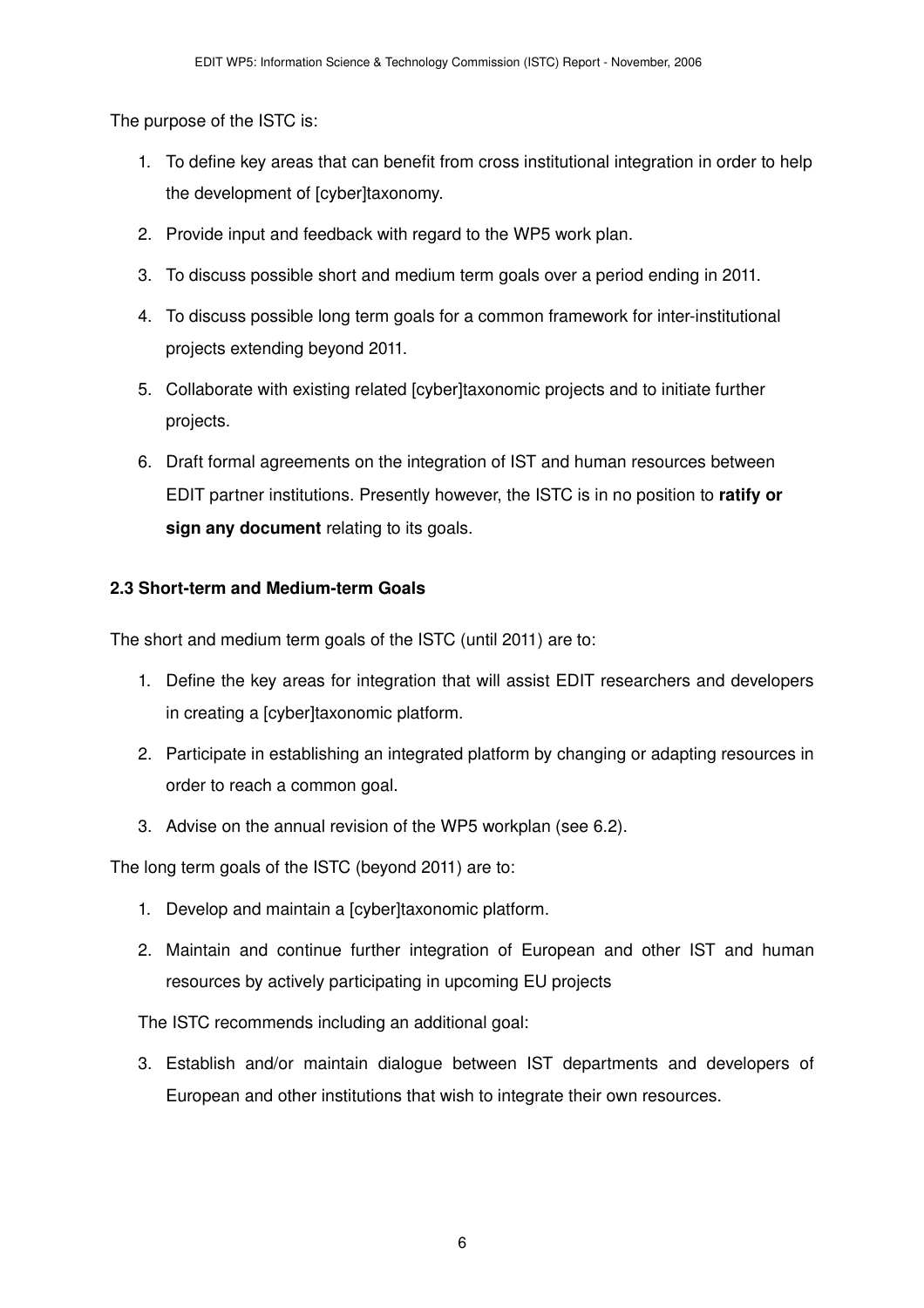The purpose of the ISTC is:

1. To define key areas that can benefit from cross institutional integration in order to help the development of [cyber]taxonomy.
2. Provide input and feedback with regard to the WP5 work plan.
3. To discuss possible short and medium term goals over a period ending in 2011.
4. To discuss possible long term goals for a common framework for inter-institutional projects extending beyond 2011.
5. Collaborate with existing related [cyber]taxonomic projects and to initiate further projects.
6. Draft formal agreements on the integration of IST and human resources between EDIT partner institutions. Presently however, the ISTC is in no position to **ratify or sign any document** relating to its goals.

### 2.3 Short-term and Medium-term Goals

The short and medium term goals of the ISTC (until 2011) are to:

1. Define the key areas for integration that will assist EDIT researchers and developers in creating a [cyber]taxonomic platform.
2. Participate in establishing an integrated platform by changing or adapting resources in order to reach a common goal.
3. Advise on the annual revision of the WP5 workplan (see 6.2).

The long term goals of the ISTC (beyond 2011) are to:

1. Develop and maintain a [cyber]taxonomic platform.
2. Maintain and continue further integration of European and other IST and human resources by actively participating in upcoming EU projects

The ISTC recommends including an additional goal:

3. Establish and/or maintain dialogue between IST departments and developers of European and other institutions that wish to integrate their own resources.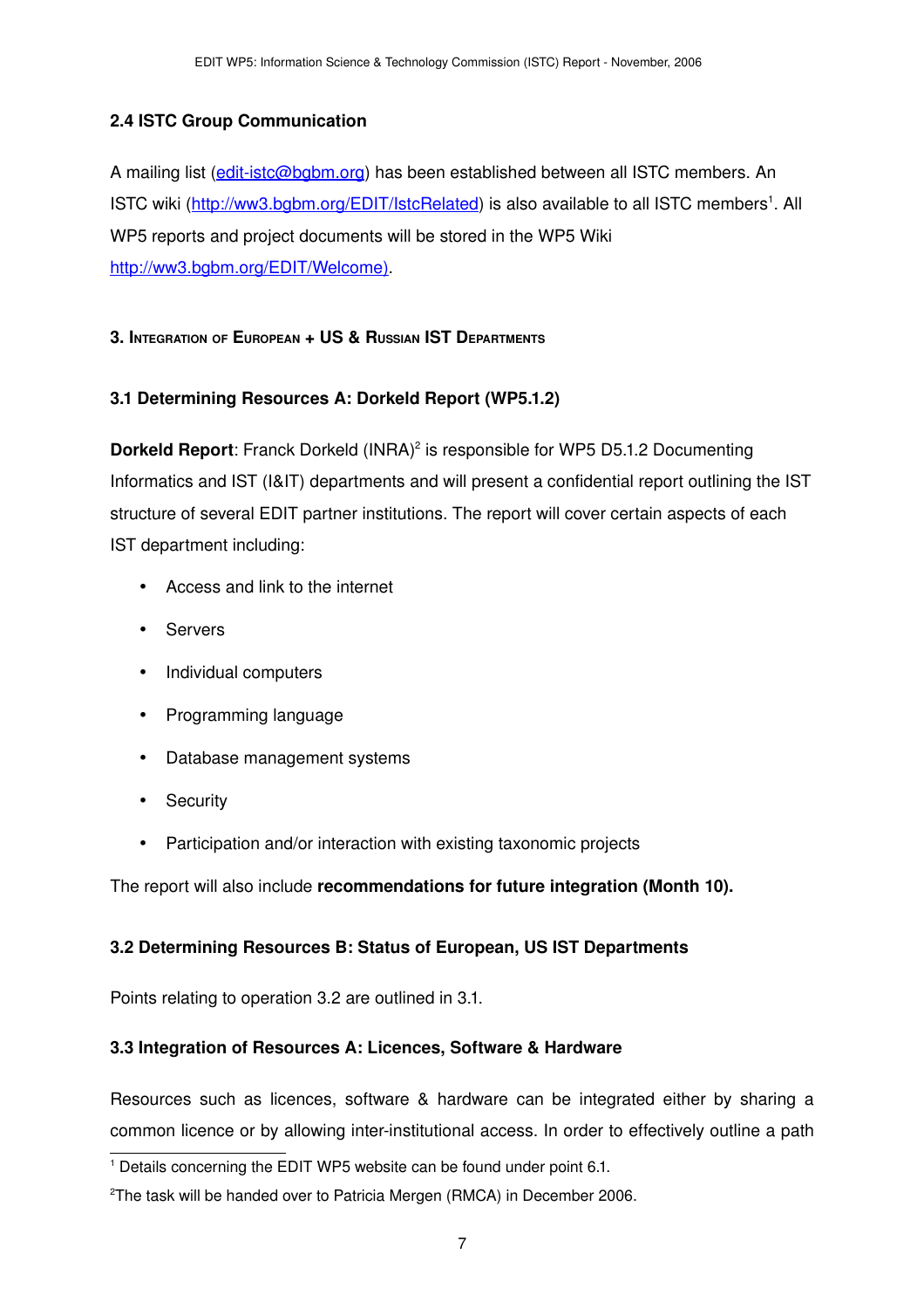### 2.4 ISTC Group Communication

A mailing list (edit-istc@bgbm.org) has been established between all ISTC members. An ISTC wiki (http://ww3.bgbm.org/EDIT/IstcRelated) is also available to all ISTC members[1]. All WP5 reports and project documents will be stored in the WP5 Wiki http://ww3.bgbm.org/EDIT/Welcome).

## 3. Integration of European + US & Russian IST Departments

### 3.1 Determining Resources A: Dorkeld Report (WP5.1.2)

**Dorkeld Report**: Franck Dorkeld (INRA)[2] is responsible for WP5 D5.1.2 Documenting Informatics and IST (I&IT) departments and will present a confidential report outlining the IST structure of several EDIT partner institutions. The report will cover certain aspects of each IST department including:

- Access and link to the internet
- Servers
- Individual computers
- Programming language
- Database management systems
- Security
- Participation and/or interaction with existing taxonomic projects

The report will also include **recommendations for future integration (Month 10).**

### 3.2 Determining Resources B: Status of European, US IST Departments

Points relating to operation 3.2 are outlined in 3.1.

### 3.3 Integration of Resources A: Licences, Software & Hardware

Resources such as licences, software & hardware can be integrated either by sharing a common licence or by allowing inter-institutional access. In order to effectively outline a path

---

[1] Details concerning the EDIT WP5 website can be found under point 6.1.

[2] The task will be handed over to Patricia Mergen (RMCA) in December 2006.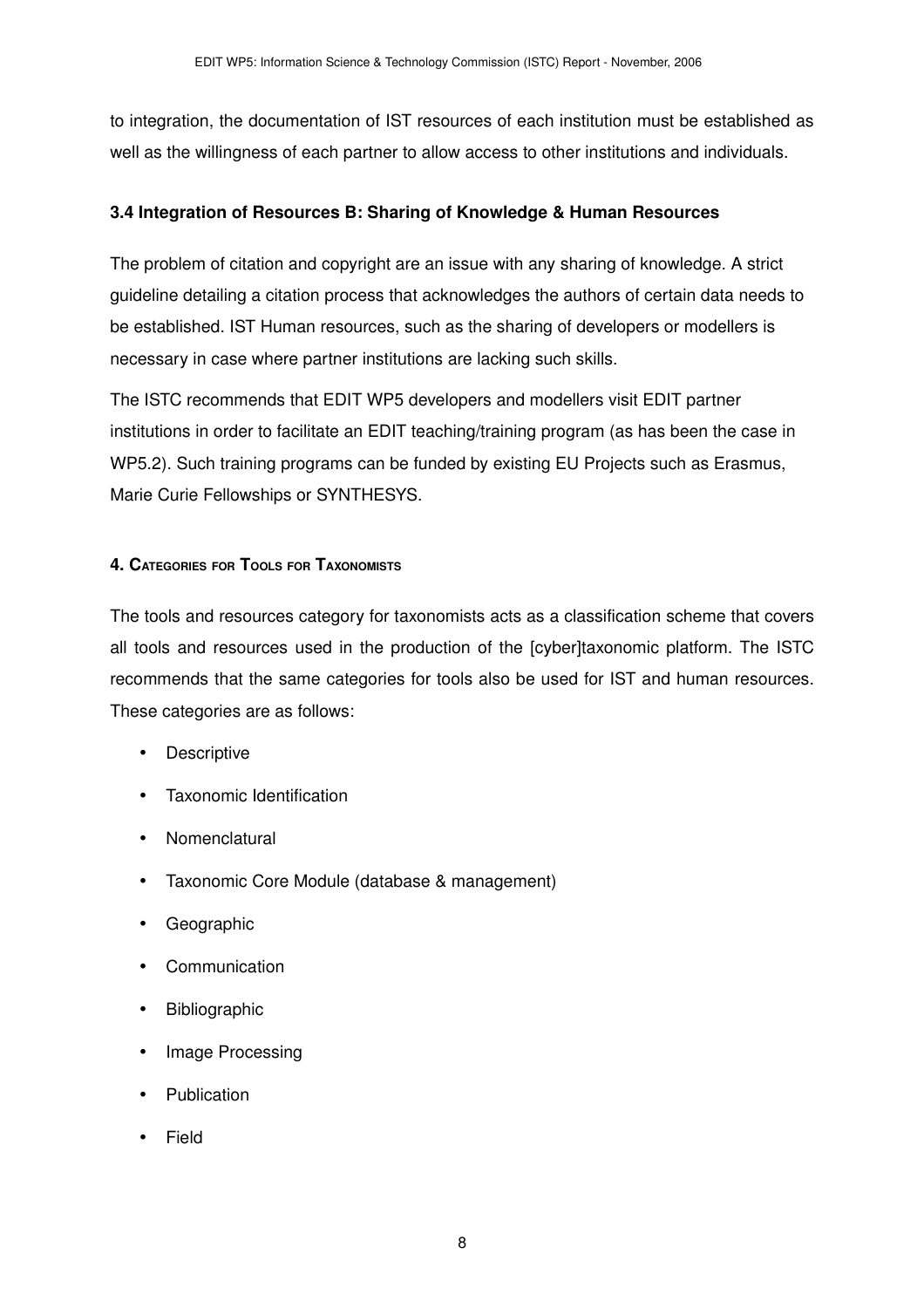to integration, the documentation of IST resources of each institution must be established as well as the willingness of each partner to allow access to other institutions and individuals.

### 3.4 Integration of Resources B: Sharing of Knowledge & Human Resources

The problem of citation and copyright are an issue with any sharing of knowledge. A strict guideline detailing a citation process that acknowledges the authors of certain data needs to be established. IST Human resources, such as the sharing of developers or modellers is necessary in case where partner institutions are lacking such skills.

The ISTC recommends that EDIT WP5 developers and modellers visit EDIT partner institutions in order to facilitate an EDIT teaching/training program (as has been the case in WP5.2). Such training programs can be funded by existing EU Projects such as Erasmus, Marie Curie Fellowships or SYNTHESYS.

## 4. Categories for Tools for Taxonomists

The tools and resources category for taxonomists acts as a classification scheme that covers all tools and resources used in the production of the [cyber]taxonomic platform. The ISTC recommends that the same categories for tools also be used for IST and human resources. These categories are as follows:

- Descriptive
- Taxonomic Identification
- Nomenclatural
- Taxonomic Core Module (database & management)
- Geographic
- Communication
- Bibliographic
- Image Processing
- Publication
- Field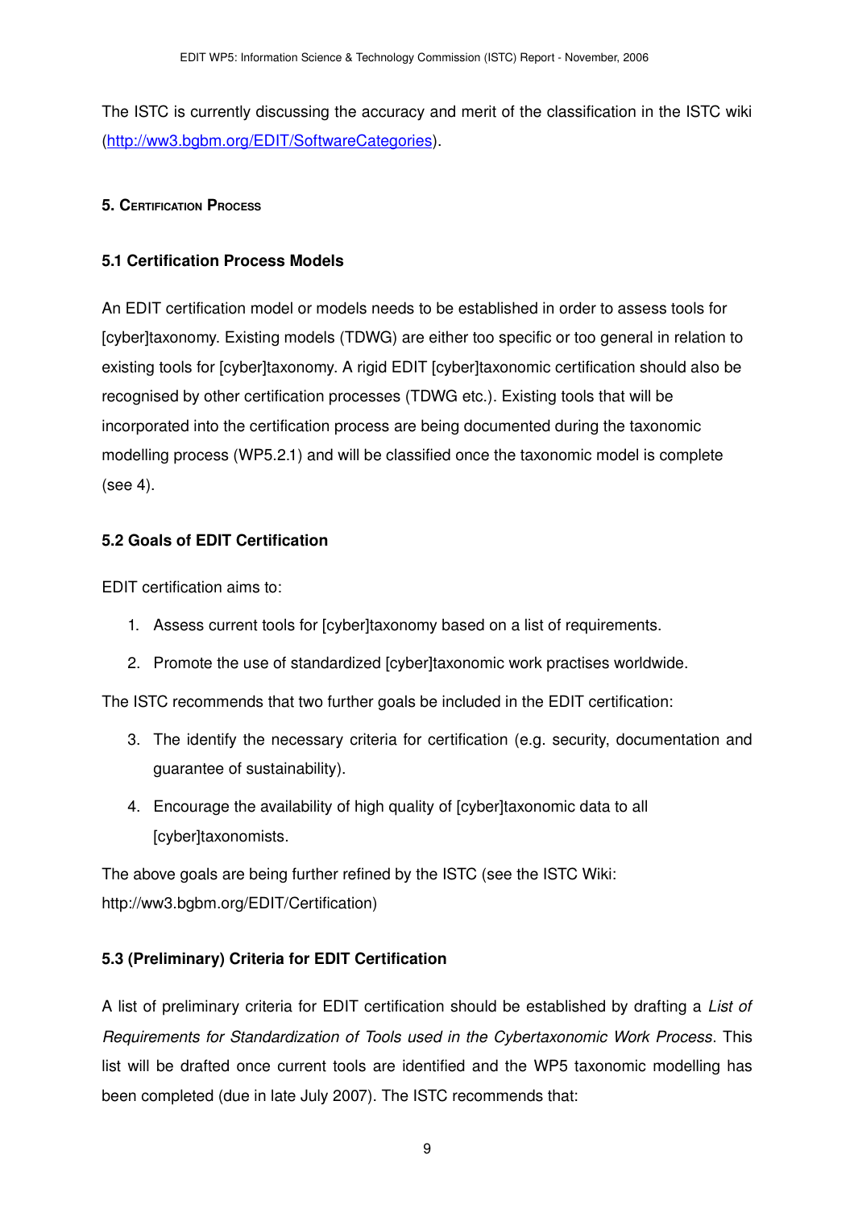The ISTC is currently discussing the accuracy and merit of the classification in the ISTC wiki (http://ww3.bgbm.org/EDIT/SoftwareCategories).

## 5. Certification Process

### 5.1 Certification Process Models

An EDIT certification model or models needs to be established in order to assess tools for [cyber]taxonomy. Existing models (TDWG) are either too specific or too general in relation to existing tools for [cyber]taxonomy. A rigid EDIT [cyber]taxonomic certification should also be recognised by other certification processes (TDWG etc.). Existing tools that will be incorporated into the certification process are being documented during the taxonomic modelling process (WP5.2.1) and will be classified once the taxonomic model is complete (see 4).

### 5.2 Goals of EDIT Certification

EDIT certification aims to:

1. Assess current tools for [cyber]taxonomy based on a list of requirements.
2. Promote the use of standardized [cyber]taxonomic work practises worldwide.

The ISTC recommends that two further goals be included in the EDIT certification:

3. The identify the necessary criteria for certification (e.g. security, documentation and guarantee of sustainability).
4. Encourage the availability of high quality of [cyber]taxonomic data to all [cyber]taxonomists.

The above goals are being further refined by the ISTC (see the ISTC Wiki: http://ww3.bgbm.org/EDIT/Certification)

### 5.3 (Preliminary) Criteria for EDIT Certification

A list of preliminary criteria for EDIT certification should be established by drafting a *List of Requirements for Standardization of Tools used in the Cybertaxonomic Work Process*. This list will be drafted once current tools are identified and the WP5 taxonomic modelling has been completed (due in late July 2007). The ISTC recommends that: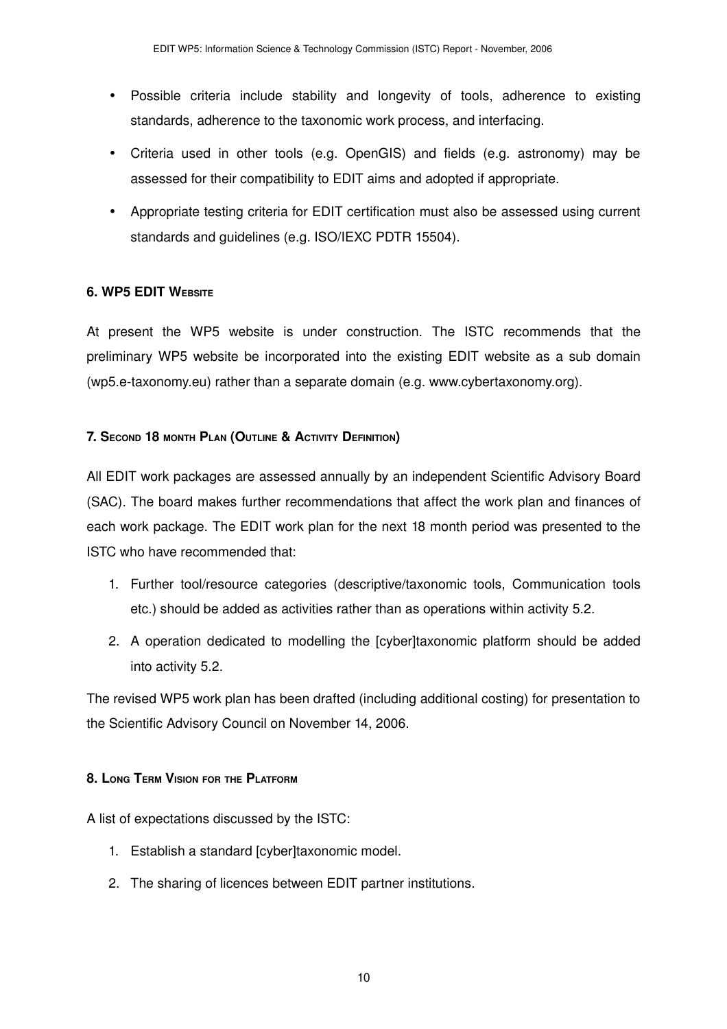- Possible criteria include stability and longevity of tools, adherence to existing standards, adherence to the taxonomic work process, and interfacing.
- Criteria used in other tools (e.g. OpenGIS) and fields (e.g. astronomy) may be assessed for their compatibility to EDIT aims and adopted if appropriate.
- Appropriate testing criteria for EDIT certification must also be assessed using current standards and guidelines (e.g. ISO/IEXC PDTR 15504).

### 6. WP5 EDIT Website

At present the WP5 website is under construction. The ISTC recommends that the preliminary WP5 website be incorporated into the existing EDIT website as a sub domain (wp5.e-taxonomy.eu) rather than a separate domain (e.g. www.cybertaxonomy.org).

### 7. Second 18 month Plan (Outline & Activity Definition)

All EDIT work packages are assessed annually by an independent Scientific Advisory Board (SAC). The board makes further recommendations that affect the work plan and finances of each work package. The EDIT work plan for the next 18 month period was presented to the ISTC who have recommended that:

1. Further tool/resource categories (descriptive/taxonomic tools, Communication tools etc.) should be added as activities rather than as operations within activity 5.2.
2. A operation dedicated to modelling the [cyber]taxonomic platform should be added into activity 5.2.

The revised WP5 work plan has been drafted (including additional costing) for presentation to the Scientific Advisory Council on November 14, 2006.

### 8. Long Term Vision for the Platform

A list of expectations discussed by the ISTC:

1. Establish a standard [cyber]taxonomic model.
2. The sharing of licences between EDIT partner institutions.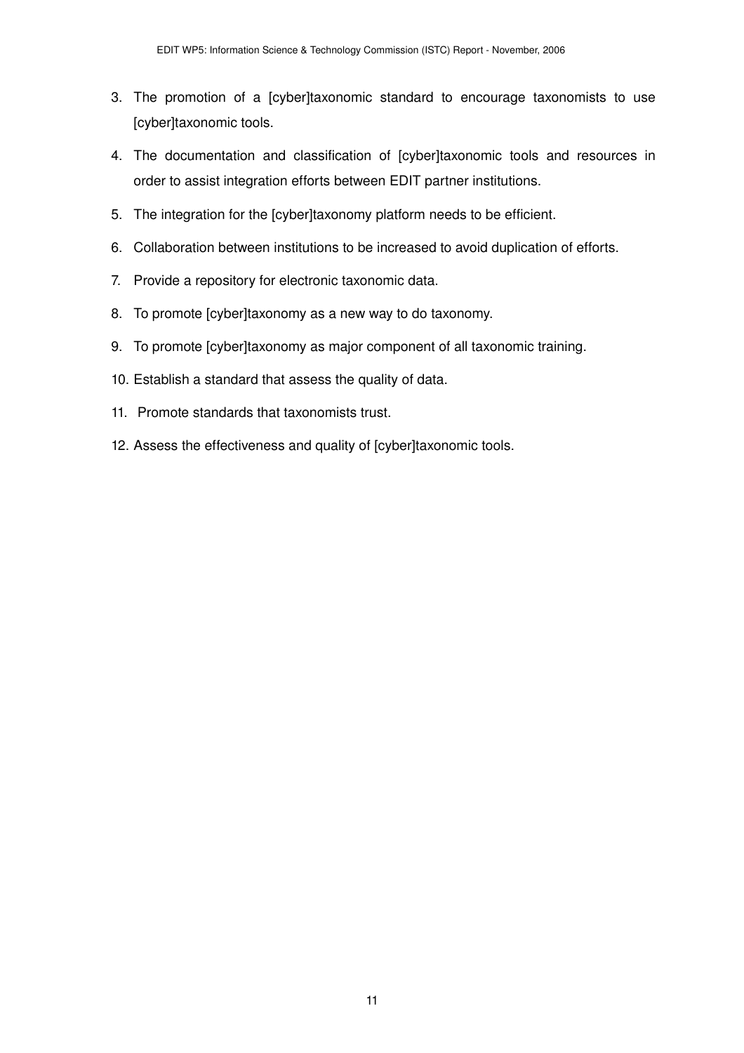3. The promotion of a [cyber]taxonomic standard to encourage taxonomists to use [cyber]taxonomic tools.
4. The documentation and classification of [cyber]taxonomic tools and resources in order to assist integration efforts between EDIT partner institutions.
5. The integration for the [cyber]taxonomy platform needs to be efficient.
6. Collaboration between institutions to be increased to avoid duplication of efforts.
7. Provide a repository for electronic taxonomic data.
8. To promote [cyber]taxonomy as a new way to do taxonomy.
9. To promote [cyber]taxonomy as major component of all taxonomic training.
10. Establish a standard that assess the quality of data.
11. Promote standards that taxonomists trust.
12. Assess the effectiveness and quality of [cyber]taxonomic tools.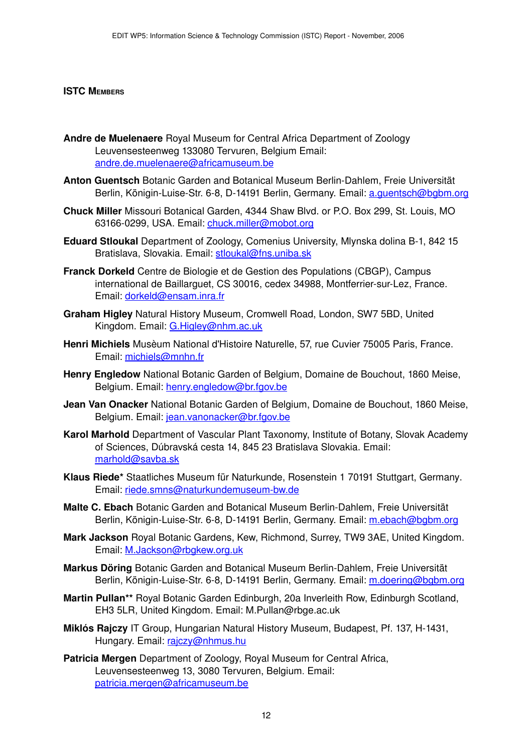**ISTC Members**

**Andre de Muelenaere** Royal Museum for Central Africa Department of Zoology Leuvensesteenweg 133080 Tervuren, Belgium Email: andre.de.muelenaere@africamuseum.be

**Anton Guentsch** Botanic Garden and Botanical Museum Berlin-Dahlem, Freie Universität Berlin, Königin-Luise-Str. 6-8, D-14191 Berlin, Germany. Email: a.guentsch@bgbm.org

**Chuck Miller** Missouri Botanical Garden, 4344 Shaw Blvd. or P.O. Box 299, St. Louis, MO 63166-0299, USA. Email: chuck.miller@mobot.org

**Eduard Stloukal** Department of Zoology, Comenius University, Mlynska dolina B-1, 842 15 Bratislava, Slovakia. Email: stloukal@fns.uniba.sk

**Franck Dorkeld** Centre de Biologie et de Gestion des Populations (CBGP), Campus international de Baillarguet, CS 30016, cedex 34988, Montferrier-sur-Lez, France. Email: dorkeld@ensam.inra.fr

**Graham Higley** Natural History Museum, Cromwell Road, London, SW7 5BD, United Kingdom. Email: G.Higley@nhm.ac.uk

**Henri Michiels** Musèum National d'Histoire Naturelle, 57, rue Cuvier 75005 Paris, France. Email: michiels@mnhn.fr

**Henry Engledow** National Botanic Garden of Belgium, Domaine de Bouchout, 1860 Meise, Belgium. Email: henry.engledow@br.fgov.be

**Jean Van Onacker** National Botanic Garden of Belgium, Domaine de Bouchout, 1860 Meise, Belgium. Email: jean.vanonacker@br.fgov.be

**Karol Marhold** Department of Vascular Plant Taxonomy, Institute of Botany, Slovak Academy of Sciences, Dúbravská cesta 14, 845 23 Bratislava Slovakia. Email: marhold@savba.sk

**Klaus Riede*** Staatliches Museum für Naturkunde, Rosenstein 1 70191 Stuttgart, Germany. Email: riede.smns@naturkundemuseum-bw.de

**Malte C. Ebach** Botanic Garden and Botanical Museum Berlin-Dahlem, Freie Universität Berlin, Königin-Luise-Str. 6-8, D-14191 Berlin, Germany. Email: m.ebach@bgbm.org

**Mark Jackson** Royal Botanic Gardens, Kew, Richmond, Surrey, TW9 3AE, United Kingdom. Email: M.Jackson@rbgkew.org.uk

**Markus Döring** Botanic Garden and Botanical Museum Berlin-Dahlem, Freie Universität Berlin, Königin-Luise-Str. 6-8, D-14191 Berlin, Germany. Email: m.doering@bgbm.org

**Martin Pullan**** Royal Botanic Garden Edinburgh, 20a Inverleith Row, Edinburgh Scotland, EH3 5LR, United Kingdom. Email: M.Pullan@rbge.ac.uk

**Miklós Rajczy** IT Group, Hungarian Natural History Museum, Budapest, Pf. 137, H-1431, Hungary. Email: rajczy@nhmus.hu

**Patricia Mergen** Department of Zoology, Royal Museum for Central Africa, Leuvensesteenweg 13, 3080 Tervuren, Belgium. Email: patricia.mergen@africamuseum.be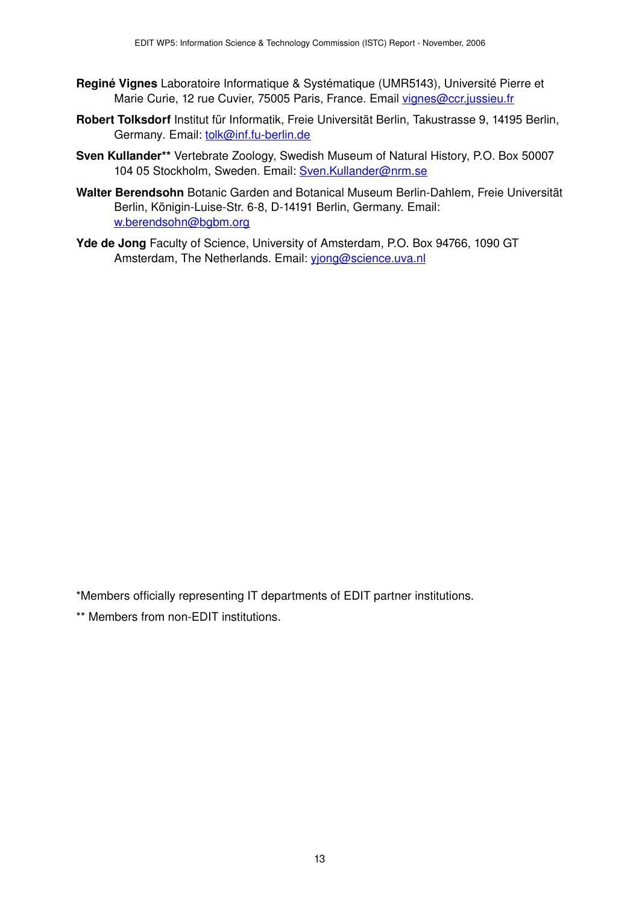**Reginé Vignes** Laboratoire Informatique & Systématique (UMR5143), Université Pierre et Marie Curie, 12 rue Cuvier, 75005 Paris, France. Email vignes@ccr.jussieu.fr

**Robert Tolksdorf** Institut für Informatik, Freie Universität Berlin, Takustrasse 9, 14195 Berlin, Germany. Email: tolk@inf.fu-berlin.de

**Sven Kullander**** Vertebrate Zoology, Swedish Museum of Natural History, P.O. Box 50007 104 05 Stockholm, Sweden. Email: Sven.Kullander@nrm.se

**Walter Berendsohn** Botanic Garden and Botanical Museum Berlin-Dahlem, Freie Universität Berlin, Königin-Luise-Str. 6-8, D-14191 Berlin, Germany. Email: w.berendsohn@bgbm.org

**Yde de Jong** Faculty of Science, University of Amsterdam, P.O. Box 94766, 1090 GT Amsterdam, The Netherlands. Email: yjong@science.uva.nl

*Members officially representing IT departments of EDIT partner institutions.

** Members from non-EDIT institutions.